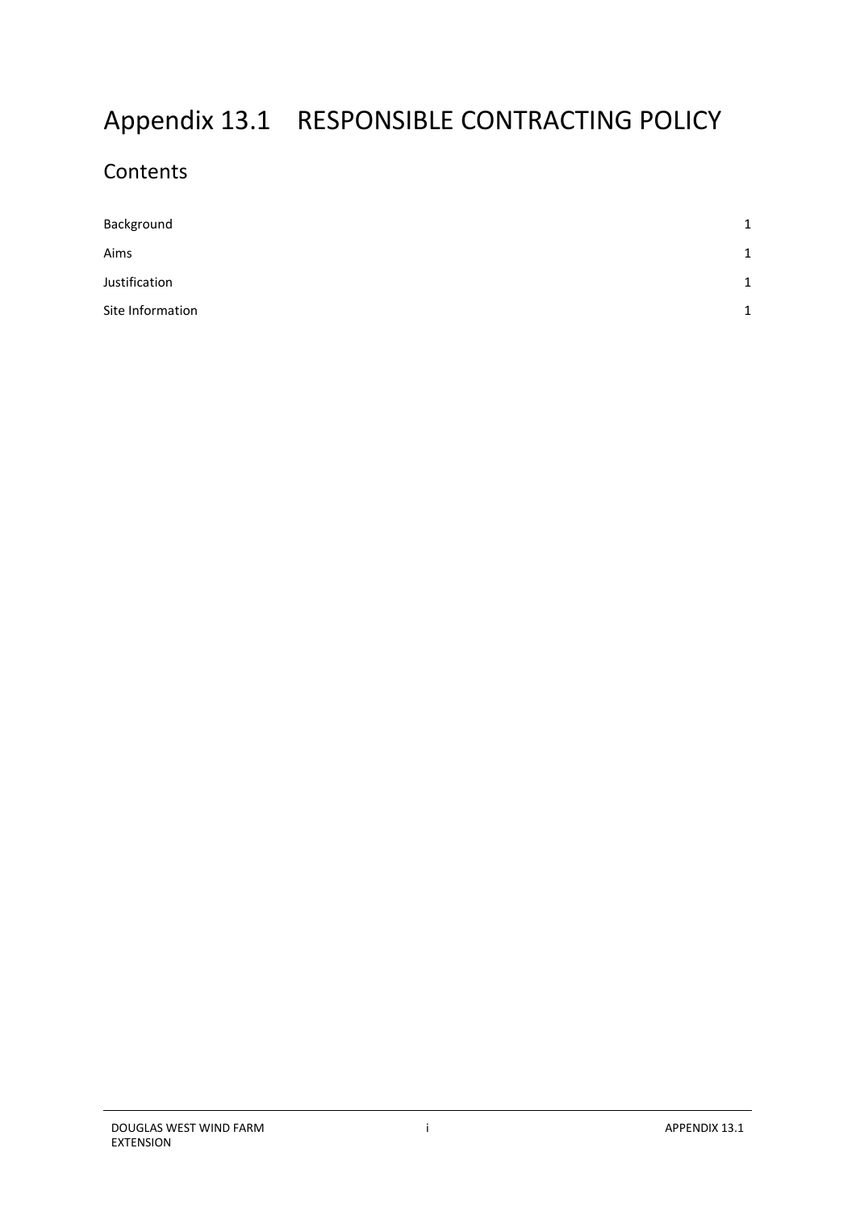# Appendix 13.1 RESPONSIBLE CONTRACTING POLICY

## Contents

| | |
|---|---|
| Background | 1 |
| Aims | 1 |
| Justification | 1 |
| Site Information | 1 |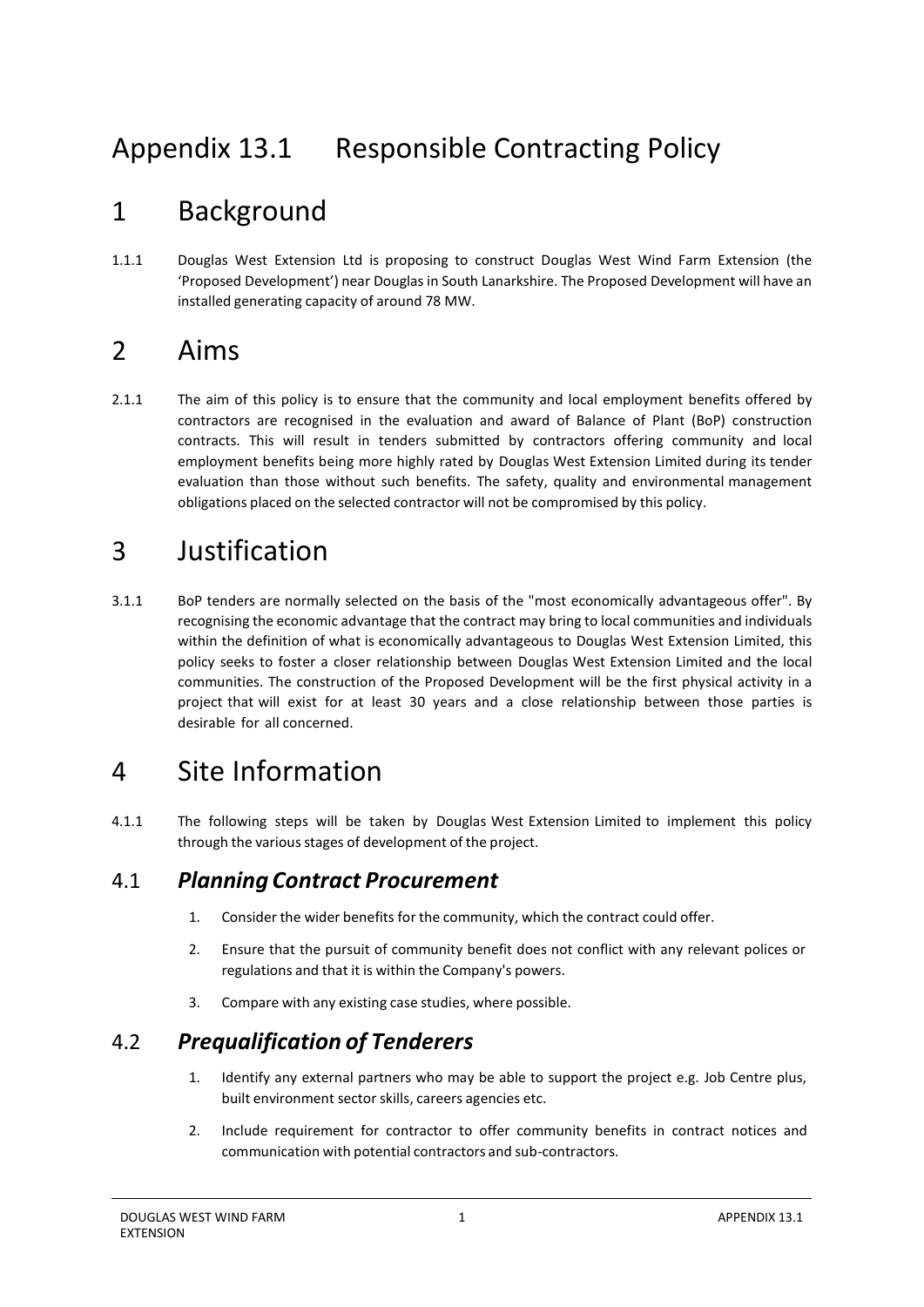# Appendix 13.1 Responsible Contracting Policy

# 1 Background

1.1.1 Douglas West Extension Ltd is proposing to construct Douglas West Wind Farm Extension (the 'Proposed Development') near Douglas in South Lanarkshire. The Proposed Development will have an installed generating capacity of around 78 MW.

# 2 Aims

2.1.1 The aim of this policy is to ensure that the community and local employment benefits offered by contractors are recognised in the evaluation and award of Balance of Plant (BoP) construction contracts. This will result in tenders submitted by contractors offering community and local employment benefits being more highly rated by Douglas West Extension Limited during its tender evaluation than those without such benefits. The safety, quality and environmental management obligations placed on the selected contractor will not be compromised by this policy.

# 3 Justification

3.1.1 BoP tenders are normally selected on the basis of the "most economically advantageous offer". By recognising the economic advantage that the contract may bring to local communities and individuals within the definition of what is economically advantageous to Douglas West Extension Limited, this policy seeks to foster a closer relationship between Douglas West Extension Limited and the local communities. The construction of the Proposed Development will be the first physical activity in a project that will exist for at least 30 years and a close relationship between those parties is desirable for all concerned.

# 4 Site Information

4.1.1 The following steps will be taken by Douglas West Extension Limited to implement this policy through the various stages of development of the project.

## 4.1 *Planning Contract Procurement*

1. Consider the wider benefits for the community, which the contract could offer.
2. Ensure that the pursuit of community benefit does not conflict with any relevant polices or regulations and that it is within the Company's powers.
3. Compare with any existing case studies, where possible.

## 4.2 *Prequalification of Tenderers*

1. Identify any external partners who may be able to support the project e.g. Job Centre plus, built environment sector skills, careers agencies etc.
2. Include requirement for contractor to offer community benefits in contract notices and communication with potential contractors and sub-contractors.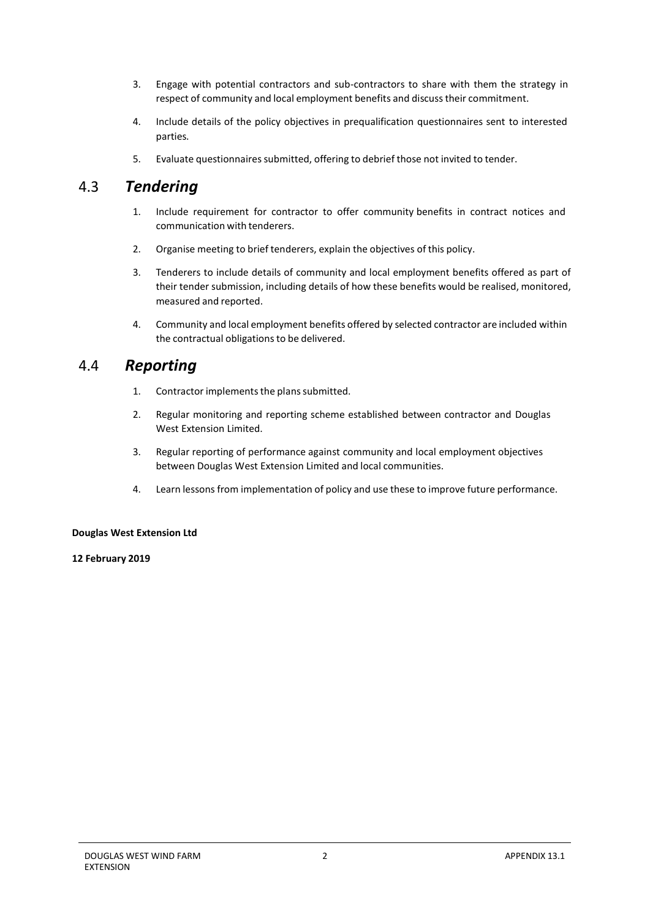3. Engage with potential contractors and sub-contractors to share with them the strategy in respect of community and local employment benefits and discuss their commitment.

4. Include details of the policy objectives in prequalification questionnaires sent to interested parties.

5. Evaluate questionnaires submitted, offering to debrief those not invited to tender.

## 4.3 *Tendering*

1. Include requirement for contractor to offer community benefits in contract notices and communication with tenderers.

2. Organise meeting to brief tenderers, explain the objectives of this policy.

3. Tenderers to include details of community and local employment benefits offered as part of their tender submission, including details of how these benefits would be realised, monitored, measured and reported.

4. Community and local employment benefits offered by selected contractor are included within the contractual obligations to be delivered.

## 4.4 *Reporting*

1. Contractor implements the plans submitted.

2. Regular monitoring and reporting scheme established between contractor and Douglas West Extension Limited.

3. Regular reporting of performance against community and local employment objectives between Douglas West Extension Limited and local communities.

4. Learn lessons from implementation of policy and use these to improve future performance.

**Douglas West Extension Ltd**

**12 February 2019**